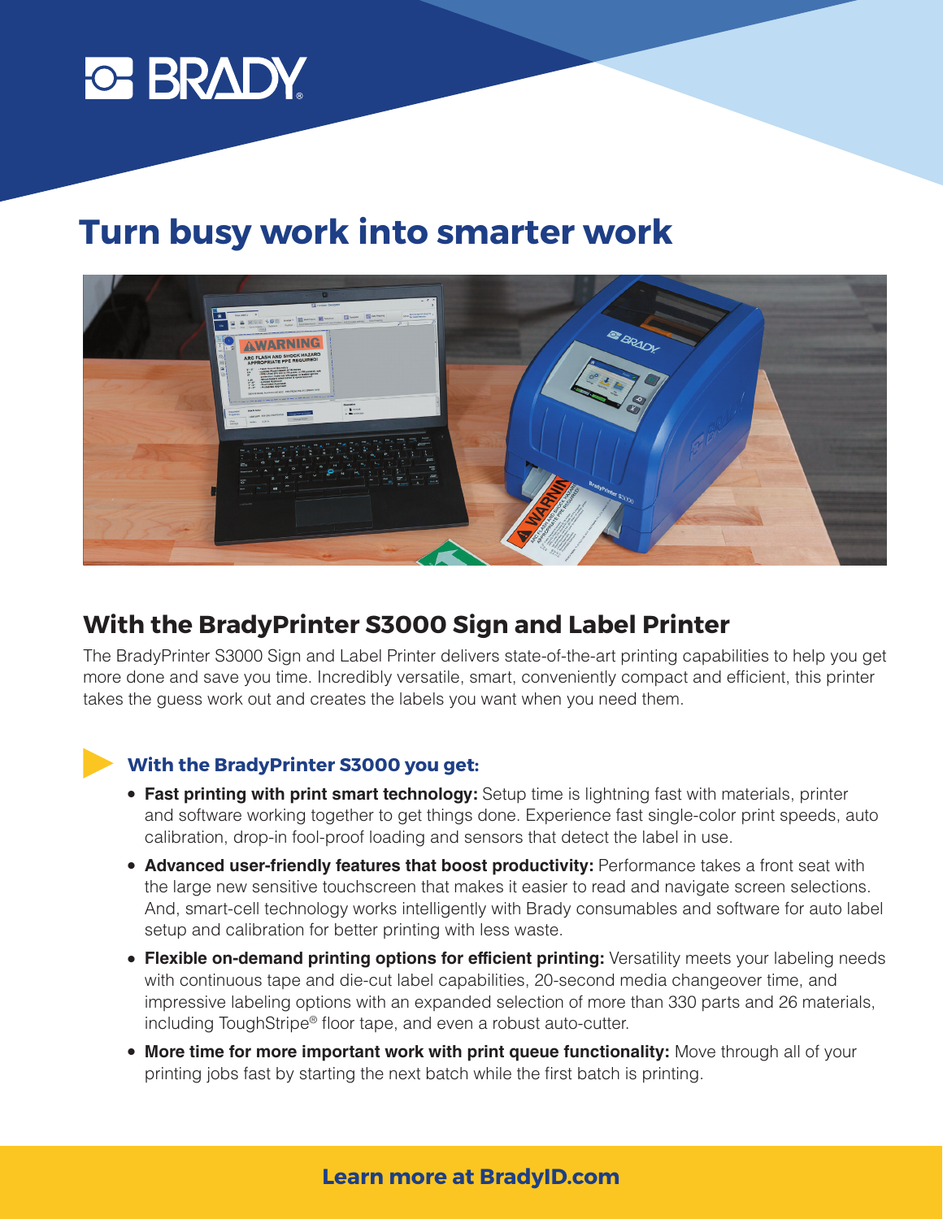BRADY

# Turn busy work into smarter work

## With the BradyPrinter S3000 Sign and Label Printer

The BradyPrinter S3000 Sign and Label Printer delivers state-of-the-art printing capabilities to help you get more done and save you time. Incredibly versatile, smart, conveniently compact and efficient, this printer takes the guess work out and creates the labels you want when you need them.

### With the BradyPrinter S3000 you get:

- **Fast printing with print smart technology:** Setup time is lightning fast with materials, printer and software working together to get things done. Experience fast single-color print speeds, auto calibration, drop-in fool-proof loading and sensors that detect the label in use.
- **Advanced user-friendly features that boost productivity:** Performance takes a front seat with the large new sensitive touchscreen that makes it easier to read and navigate screen selections. And, smart-cell technology works intelligently with Brady consumables and software for auto label setup and calibration for better printing with less waste.
- **Flexible on-demand printing options for efficient printing:** Versatility meets your labeling needs with continuous tape and die-cut label capabilities, 20-second media changeover time, and impressive labeling options with an expanded selection of more than 330 parts and 26 materials, including ToughStripe® floor tape, and even a robust auto-cutter.
- **More time for more important work with print queue functionality:** Move through all of your printing jobs fast by starting the next batch while the first batch is printing.

**Learn more at BradyID.com**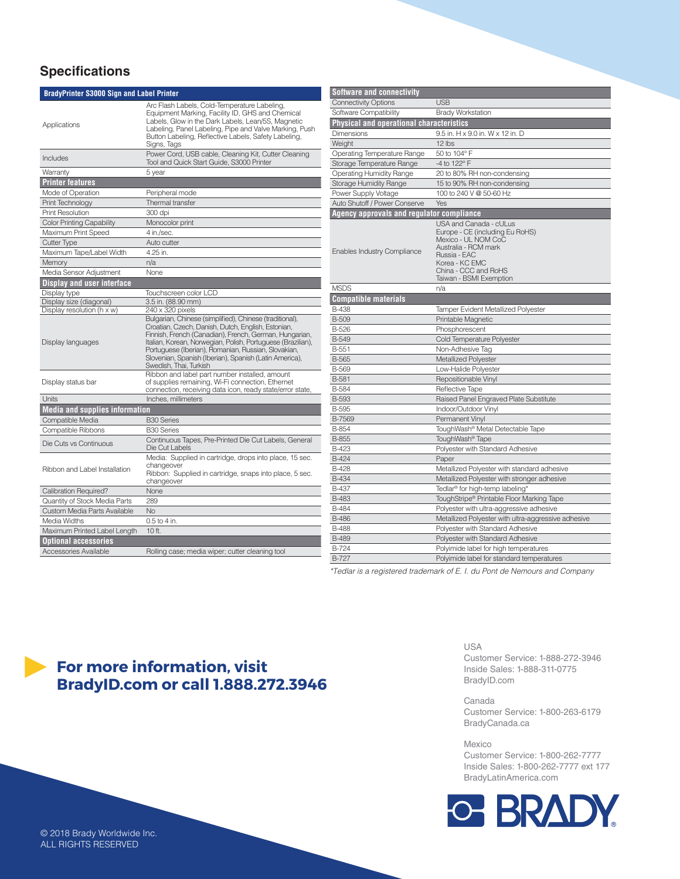## Specifications

| BradyPrinter S3000 Sign and Label Printer | |
|---|---|
| Applications | Arc Flash Labels, Cold-Temperature Labeling, Equipment Marking, Facility ID, GHS and Chemical Labels, Glow in the Dark Labels, Lean/5S, Magnetic Labeling, Panel Labeling, Pipe and Valve Marking, Push Button Labeling, Reflective Labels, Safety Labeling, Signs, Tags |
| Includes | Power Cord, USB cable, Cleaning Kit, Cutter Cleaning Tool and Quick Start Guide, S3000 Printer |
| Warranty | 5 year |
| **Printer features** | |
| Mode of Operation | Peripheral mode |
| Print Technology | Thermal transfer |
| Print Resolution | 300 dpi |
| Color Printing Capability | Monocolor print |
| Maximum Print Speed | 4 in./sec. |
| Cutter Type | Auto cutter |
| Maximum Tape/Label Width | 4.25 in. |
| Memory | n/a |
| Media Sensor Adjustment | None |
| **Display and user interface** | |
| Display type | Touchscreen color LCD |
| Display size (diagonal) | 3.5 in. (88.90 mm) |
| Display resolution (h x w) | 240 x 320 pixels |
| Display languages | Bulgarian, Chinese (simplified), Chinese (traditional), Croatian, Czech, Danish, Dutch, English, Estonian, Finnish, French (Canadian), French, German, Hungarian, Italian, Korean, Norwegian, Polish, Portuguese (Brazilian), Portuguese (Iberian), Romanian, Russian, Slovakian, Slovenian, Spanish (Iberian), Spanish (Latin America), Swedish, Thai, Turkish |
| Display status bar | Ribbon and label part number installed, amount of supplies remaining, Wi-Fi connection, Ethernet connection, receiving data icon, ready state/error state, |
| Units | Inches, millimeters |
| **Media and supplies information** | |
| Compatible Media | B30 Series |
| Compatible Ribbons | B30 Series |
| Die Cuts vs Continuous | Continuous Tapes, Pre-Printed Die Cut Labels, General Die Cut Labels |
| Ribbon and Label Installation | Media: Supplied in cartridge, drops into place, 15 sec. changeover<br>Ribbon: Supplied in cartridge, snaps into place, 5 sec. changeover |
| Calibration Required? | None |
| Quantity of Stock Media Parts | 289 |
| Custom Media Parts Available | No |
| Media Widths | 0.5 to 4 in. |
| Maximum Printed Label Length | 10 ft. |
| **Optional accessories** | |
| Accessories Available | Rolling case; media wiper; cutter cleaning tool |

| Software and connectivity | |
|---|---|
| Connectivity Options | USB |
| Software Compatibility | Brady Workstation |
| **Physical and operational characteristics** | |
| Dimensions | 9.5 in. H x 9.0 in. W x 12 in. D |
| Weight | 12 lbs |
| Operating Temperature Range | 50 to 104° F |
| Storage Temperature Range | -4 to 122° F |
| Operating Humidity Range | 20 to 80% RH non-condensing |
| Storage Humidity Range | 15 to 90% RH non-condensing |
| Power Supply Voltage | 100 to 240 V @ 50-60 Hz |
| Auto Shutoff / Power Conserve | Yes |
| **Agency approvals and regulator compliance** | |
| Enables Industry Compliance | USA and Canada - cULus<br>Europe - CE (including Eu RoHS)<br>Mexico - UL NOM CoC<br>Australia - RCM mark<br>Russia - EAC<br>Korea - KC EMC<br>China - CCC and RoHS<br>Taiwan - BSMI Exemption |
| MSDS | n/a |
| **Compatible materials** | |
| B-438 | Tamper Evident Metallized Polyester |
| B-509 | Printable Magnetic |
| B-526 | Phosphorescent |
| B-549 | Cold Temperature Polyester |
| B-551 | Non-Adhesive Tag |
| B-565 | Metallized Polyester |
| B-569 | Low-Halide Polyester |
| B-581 | Repositionable Vinyl |
| B-584 | Reflective Tape |
| B-593 | Raised Panel Engraved Plate Substitute |
| B-595 | Indoor/Outdoor Vinyl |
| B-7569 | Permanent Vinyl |
| B-854 | ToughWash® Metal Detectable Tape |
| B-855 | ToughWash® Tape |
| B-423 | Polyester with Standard Adhesive |
| B-424 | Paper |
| B-428 | Metallized Polyester with standard adhesive |
| B-434 | Metallized Polyester with stronger adhesive |
| B-437 | Tedlar® for high-temp labeling* |
| B-483 | ToughStripe® Printable Floor Marking Tape |
| B-484 | Polyester with ultra-aggressive adhesive |
| B-486 | Metallized Polyester with ultra-aggressive adhesive |
| B-488 | Polyester with Standard Adhesive |
| B-489 | Polyester with Standard Adhesive |
| B-724 | Polyimide label for high temperatures |
| B-727 | Polyimide label for standard temperatures |

*\*Tedlar is a registered trademark of E. I. du Pont de Nemours and Company*

**For more information, visit BradyID.com or call 1.888.272.3946**

USA
Customer Service: 1-888-272-3946
Inside Sales: 1-888-311-0775
BradyID.com

Canada
Customer Service: 1-800-263-6179
BradyCanada.ca

Mexico
Customer Service: 1-800-262-7777
Inside Sales: 1-800-262-7777 ext 177
BradyLatinAmerica.com

BRADY®

© 2018 Brady Worldwide Inc.
ALL RIGHTS RESERVED